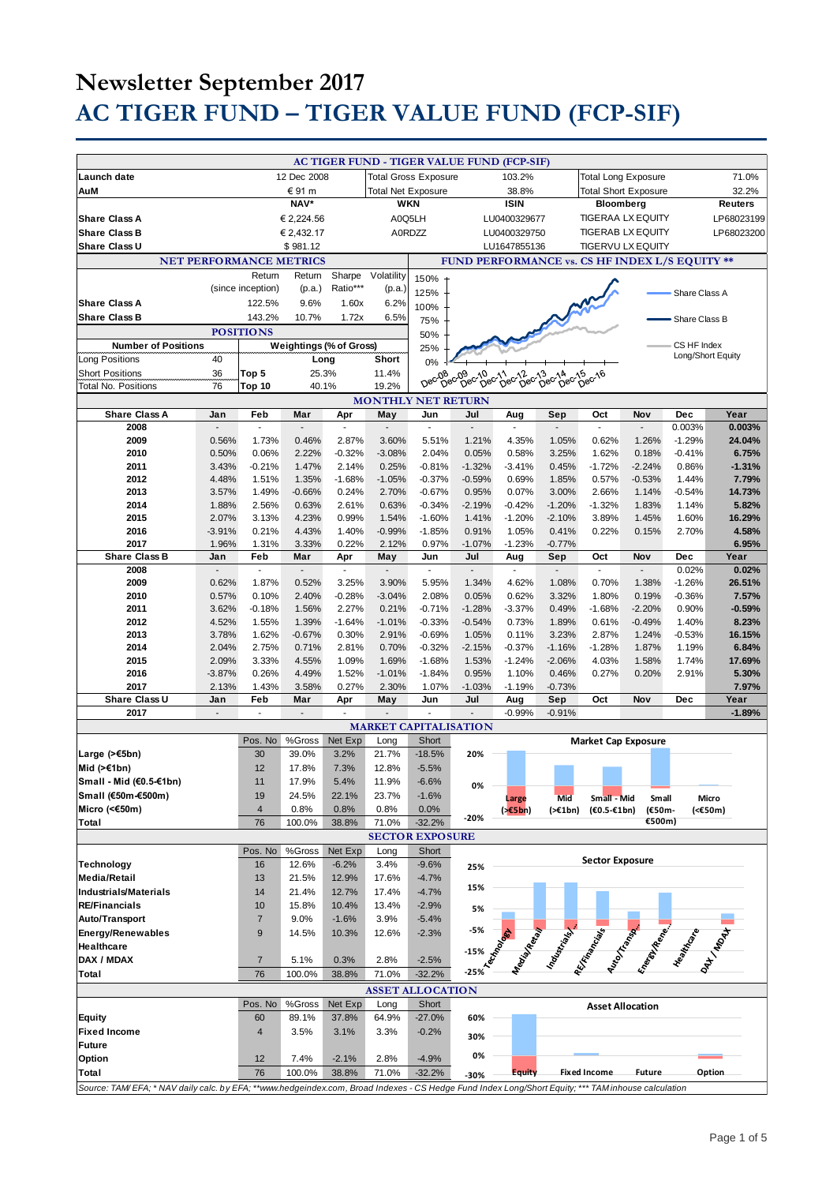# Newsletter September 2017

# AC TIGER FUND – TIGER VALUE FUND (FCP-SIF)

## AC TIGER FUND - TIGER VALUE FUND (FCP-SIF)

| | | | | | |
|---|---|---|---|---|---|
| **Launch date** | 12 Dec 2008 | Total Gross Exposure | 103.2% | Total Long Exposure | 71.0% |
| **AuM** | € 91 m | Total Net Exposure | 38.8% | Total Short Exposure | 32.2% |

| | NAV* | WKN | ISIN | Bloomberg | Reuters |
|---|---|---|---|---|---|
| **Share Class A** | € 2,224.56 | A0Q5LH | LU0400329677 | TIGERAA LX EQUITY | LP68023199 |
| **Share Class B** | € 2,432.17 | A0RDZZ | LU0400329750 | TIGERAB LX EQUITY | LP68023200 |
| **Share Class U** | $ 981.12 | | LU1647855136 | TIGERVU LX EQUITY | |

### NET PERFORMANCE METRICS

| | Return (since inception) | Return (p.a.) | Sharpe Ratio*** | Volatility (p.a.) |
|---|---|---|---|---|
| **Share Class A** | 122.5% | 9.6% | 1.60x | 6.2% |
| **Share Class B** | 143.2% | 10.7% | 1.72x | 6.5% |

### FUND PERFORMANCE vs. CS HF INDEX L/S EQUITY **

(Chart: Share Class A, Share Class B, CS HF Index Long/Short Equity; Dec-08 to Dec-16)

### POSITIONS

| Number of Positions | | Weightings (% of Gross) | Long | Short |
|---|---|---|---|---|
| Long Positions | 40 | Top 5 | 25.3% | 11.4% |
| Short Positions | 36 | | | |
| Total No. Positions | 76 | Top 10 | 40.1% | 19.2% |

### MONTHLY NET RETURN

| Share Class A | Jan | Feb | Mar | Apr | May | Jun | Jul | Aug | Sep | Oct | Nov | Dec | Year |
|---|---|---|---|---|---|---|---|---|---|---|---|---|---|
| 2008 | - | - | - | - | - | - | - | - | - | - | - | 0.003% | **0.003%** |
| 2009 | 0.56% | 1.73% | 0.46% | 2.87% | 3.60% | 5.51% | 1.21% | 4.35% | 1.05% | 0.62% | 1.26% | -1.29% | **24.04%** |
| 2010 | 0.50% | 0.06% | 2.22% | -0.32% | -3.08% | 2.04% | 0.05% | 0.58% | 3.25% | 1.62% | 0.18% | -0.41% | **6.75%** |
| 2011 | 3.43% | -0.21% | 1.47% | 2.14% | 0.25% | -0.81% | -1.32% | -3.41% | 0.45% | -1.72% | -2.24% | 0.86% | **-1.31%** |
| 2012 | 4.48% | 1.51% | 1.35% | -1.68% | -1.05% | -0.37% | -0.59% | 0.69% | 1.85% | 0.57% | -0.53% | 1.44% | **7.79%** |
| 2013 | 3.57% | 1.49% | -0.66% | 0.24% | 2.70% | -0.67% | 0.95% | 0.07% | 3.00% | 2.66% | 1.14% | -0.54% | **14.73%** |
| 2014 | 1.88% | 2.56% | 0.63% | 2.61% | 0.63% | -0.34% | -2.19% | -0.42% | -1.20% | -1.32% | 1.83% | 1.14% | **5.82%** |
| 2015 | 2.07% | 3.13% | 4.23% | 0.99% | 1.54% | -1.60% | 1.41% | -1.20% | -2.10% | 3.89% | 1.45% | 1.60% | **16.29%** |
| 2016 | -3.91% | 0.21% | 4.43% | 1.40% | -0.99% | -1.85% | 0.91% | 1.05% | 0.41% | 0.22% | 0.15% | 2.70% | **4.58%** |
| 2017 | 1.96% | 1.31% | 3.33% | 0.22% | 2.12% | 0.97% | -1.07% | -1.23% | -0.77% | | | | **6.95%** |
| **Share Class B** | **Jan** | **Feb** | **Mar** | **Apr** | **May** | **Jun** | **Jul** | **Aug** | **Sep** | **Oct** | **Nov** | **Dec** | **Year** |
| 2008 | - | - | - | - | - | - | - | - | - | - | - | 0.02% | **0.02%** |
| 2009 | 0.62% | 1.87% | 0.52% | 3.25% | 3.90% | 5.95% | 1.34% | 4.62% | 1.08% | 0.70% | 1.38% | -1.26% | **26.51%** |
| 2010 | 0.57% | 0.10% | 2.40% | -0.28% | -3.04% | 2.08% | 0.05% | 0.62% | 3.32% | 1.80% | 0.19% | -0.36% | **7.57%** |
| 2011 | 3.62% | -0.18% | 1.56% | 2.27% | 0.21% | -0.71% | -1.28% | -3.37% | 0.49% | -1.68% | -2.20% | 0.90% | **-0.59%** |
| 2012 | 4.52% | 1.55% | 1.39% | -1.64% | -1.01% | -0.33% | -0.54% | 0.73% | 1.89% | 0.61% | -0.49% | 1.40% | **8.23%** |
| 2013 | 3.78% | 1.62% | -0.67% | 0.30% | 2.91% | -0.69% | 1.05% | 0.11% | 3.23% | 2.87% | 1.24% | -0.53% | **16.15%** |
| 2014 | 2.04% | 2.75% | 0.71% | 2.81% | 0.70% | -0.32% | -2.15% | -0.37% | -1.16% | -1.28% | 1.87% | 1.19% | **6.84%** |
| 2015 | 2.09% | 3.33% | 4.55% | 1.09% | 1.69% | -1.68% | 1.53% | -1.24% | -2.06% | 4.03% | 1.58% | 1.74% | **17.69%** |
| 2016 | -3.87% | 0.26% | 4.49% | 1.52% | -1.01% | -1.84% | 0.95% | 1.10% | 0.46% | 0.27% | 0.20% | 2.91% | **5.30%** |
| 2017 | 2.13% | 1.43% | 3.58% | 0.27% | 2.30% | 1.07% | -1.03% | -1.19% | -0.73% | | | | **7.97%** |
| **Share Class U** | **Jan** | **Feb** | **Mar** | **Apr** | **May** | **Jun** | **Jul** | **Aug** | **Sep** | **Oct** | **Nov** | **Dec** | **Year** |
| 2017 | - | - | - | - | - | - | - | -0.99% | -0.91% | | | | **-1.89%** |

### MARKET CAPITALISATION

| | Pos. No | %Gross | Net Exp | Long | Short |
|---|---|---|---|---|---|
| **Large (>€5bn)** | 30 | 39.0% | 3.2% | 21.7% | -18.5% |
| **Mid (>€1bn)** | 12 | 17.8% | 7.3% | 12.8% | -5.5% |
| **Small - Mid (€0.5-€1bn)** | 11 | 17.9% | 5.4% | 11.9% | -6.6% |
| **Small (€50m-€500m)** | 19 | 24.5% | 22.1% | 23.7% | -1.6% |
| **Micro (<€50m)** | 4 | 0.8% | 0.8% | 0.8% | 0.0% |
| **Total** | 76 | 100.0% | 38.8% | 71.0% | -32.2% |

(Chart: Market Cap Exposure)

### SECTOR EXPOSURE

| | Pos. No | %Gross | Net Exp | Long | Short |
|---|---|---|---|---|---|
| **Technology** | 16 | 12.6% | -6.2% | 3.4% | -9.6% |
| **Media/Retail** | 13 | 21.5% | 12.9% | 17.6% | -4.7% |
| **Industrials/Materials** | 14 | 21.4% | 12.7% | 17.4% | -4.7% |
| **RE/Financials** | 10 | 15.8% | 10.4% | 13.4% | -2.9% |
| **Auto/Transport** | 7 | 9.0% | -1.6% | 3.9% | -5.4% |
| **Energy/Renewables** | 9 | 14.5% | 10.3% | 12.6% | -2.3% |
| **Healthcare** | | | | | |
| **DAX / MDAX** | 7 | 5.1% | 0.3% | 2.8% | -2.5% |
| **Total** | 76 | 100.0% | 38.8% | 71.0% | -32.2% |

(Chart: Sector Exposure)

### ASSET ALLOCATION

| | Pos. No | %Gross | Net Exp | Long | Short |
|---|---|---|---|---|---|
| **Equity** | 60 | 89.1% | 37.8% | 64.9% | -27.0% |
| **Fixed Income** | 4 | 3.5% | 3.1% | 3.3% | -0.2% |
| **Future** | | | | | |
| **Option** | 12 | 7.4% | -2.1% | 2.8% | -4.9% |
| **Total** | 76 | 100.0% | 38.8% | 71.0% | -32.2% |

(Chart: Asset Allocation)

*Source: TAM/ EFA; * NAV daily calc. by EFA; **www.hedgeindex.com, Broad Indexes - CS Hedge Fund Index Long/Short Equity; *** TAM inhouse calculation*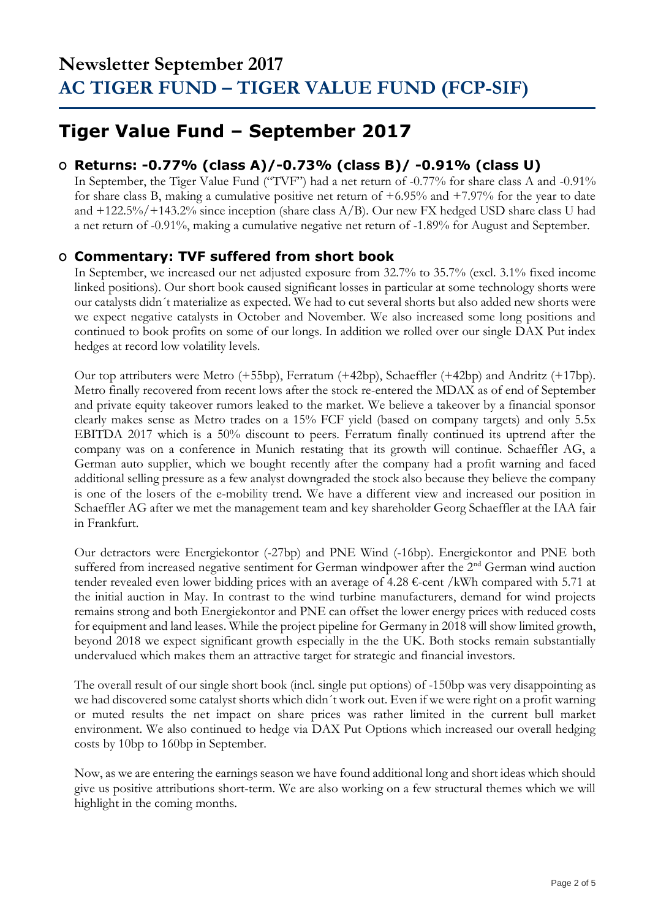# Newsletter September 2017
# AC TIGER FUND – TIGER VALUE FUND (FCP-SIF)

## Tiger Value Fund – September 2017

### o Returns: -0.77% (class A)/-0.73% (class B)/ -0.91% (class U)

In September, the Tiger Value Fund ("TVF") had a net return of -0.77% for share class A and -0.91% for share class B, making a cumulative positive net return of +6.95% and +7.97% for the year to date and +122.5%/+143.2% since inception (share class A/B). Our new FX hedged USD share class U had a net return of -0.91%, making a cumulative negative net return of -1.89% for August and September.

### o Commentary: TVF suffered from short book

In September, we increased our net adjusted exposure from 32.7% to 35.7% (excl. 3.1% fixed income linked positions). Our short book caused significant losses in particular at some technology shorts were our catalysts didn´t materialize as expected. We had to cut several shorts but also added new shorts were we expect negative catalysts in October and November. We also increased some long positions and continued to book profits on some of our longs. In addition we rolled over our single DAX Put index hedges at record low volatility levels.

Our top attributers were Metro (+55bp), Ferratum (+42bp), Schaeffler (+42bp) and Andritz (+17bp). Metro finally recovered from recent lows after the stock re-entered the MDAX as of end of September and private equity takeover rumors leaked to the market. We believe a takeover by a financial sponsor clearly makes sense as Metro trades on a 15% FCF yield (based on company targets) and only 5.5x EBITDA 2017 which is a 50% discount to peers. Ferratum finally continued its uptrend after the company was on a conference in Munich restating that its growth will continue. Schaeffler AG, a German auto supplier, which we bought recently after the company had a profit warning and faced additional selling pressure as a few analyst downgraded the stock also because they believe the company is one of the losers of the e-mobility trend. We have a different view and increased our position in Schaeffler AG after we met the management team and key shareholder Georg Schaeffler at the IAA fair in Frankfurt.

Our detractors were Energiekontor (-27bp) and PNE Wind (-16bp). Energiekontor and PNE both suffered from increased negative sentiment for German windpower after the 2nd German wind auction tender revealed even lower bidding prices with an average of 4.28 €-cent /kWh compared with 5.71 at the initial auction in May. In contrast to the wind turbine manufacturers, demand for wind projects remains strong and both Energiekontor and PNE can offset the lower energy prices with reduced costs for equipment and land leases. While the project pipeline for Germany in 2018 will show limited growth, beyond 2018 we expect significant growth especially in the the UK. Both stocks remain substantially undervalued which makes them an attractive target for strategic and financial investors.

The overall result of our single short book (incl. single put options) of -150bp was very disappointing as we had discovered some catalyst shorts which didn´t work out. Even if we were right on a profit warning or muted results the net impact on share prices was rather limited in the current bull market environment. We also continued to hedge via DAX Put Options which increased our overall hedging costs by 10bp to 160bp in September.

Now, as we are entering the earnings season we have found additional long and short ideas which should give us positive attributions short-term. We are also working on a few structural themes which we will highlight in the coming months.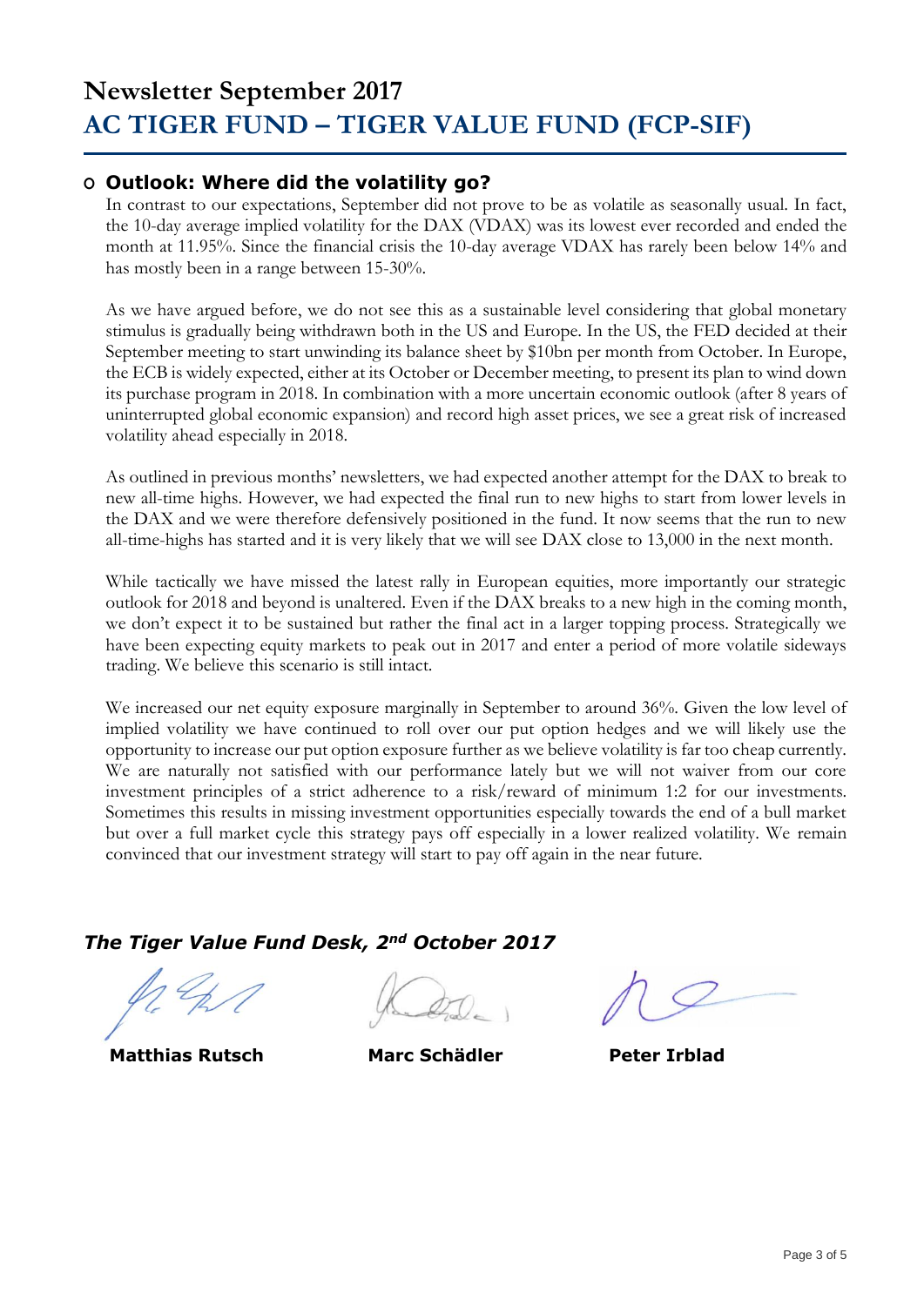# Newsletter September 2017
# AC TIGER FUND – TIGER VALUE FUND (FCP-SIF)

## Outlook: Where did the volatility go?

In contrast to our expectations, September did not prove to be as volatile as seasonally usual. In fact, the 10-day average implied volatility for the DAX (VDAX) was its lowest ever recorded and ended the month at 11.95%. Since the financial crisis the 10-day average VDAX has rarely been below 14% and has mostly been in a range between 15-30%.

As we have argued before, we do not see this as a sustainable level considering that global monetary stimulus is gradually being withdrawn both in the US and Europe. In the US, the FED decided at their September meeting to start unwinding its balance sheet by $10bn per month from October. In Europe, the ECB is widely expected, either at its October or December meeting, to present its plan to wind down its purchase program in 2018. In combination with a more uncertain economic outlook (after 8 years of uninterrupted global economic expansion) and record high asset prices, we see a great risk of increased volatility ahead especially in 2018.

As outlined in previous months' newsletters, we had expected another attempt for the DAX to break to new all-time highs. However, we had expected the final run to new highs to start from lower levels in the DAX and we were therefore defensively positioned in the fund. It now seems that the run to new all-time-highs has started and it is very likely that we will see DAX close to 13,000 in the next month.

While tactically we have missed the latest rally in European equities, more importantly our strategic outlook for 2018 and beyond is unaltered. Even if the DAX breaks to a new high in the coming month, we don't expect it to be sustained but rather the final act in a larger topping process. Strategically we have been expecting equity markets to peak out in 2017 and enter a period of more volatile sideways trading. We believe this scenario is still intact.

We increased our net equity exposure marginally in September to around 36%. Given the low level of implied volatility we have continued to roll over our put option hedges and we will likely use the opportunity to increase our put option exposure further as we believe volatility is far too cheap currently. We are naturally not satisfied with our performance lately but we will not waiver from our core investment principles of a strict adherence to a risk/reward of minimum 1:2 for our investments. Sometimes this results in missing investment opportunities especially towards the end of a bull market but over a full market cycle this strategy pays off especially in a lower realized volatility. We remain convinced that our investment strategy will start to pay off again in the near future.

***The Tiger Value Fund Desk, 2nd October 2017***

**Matthias Rutsch** | **Marc Schädler** | **Peter Irblad**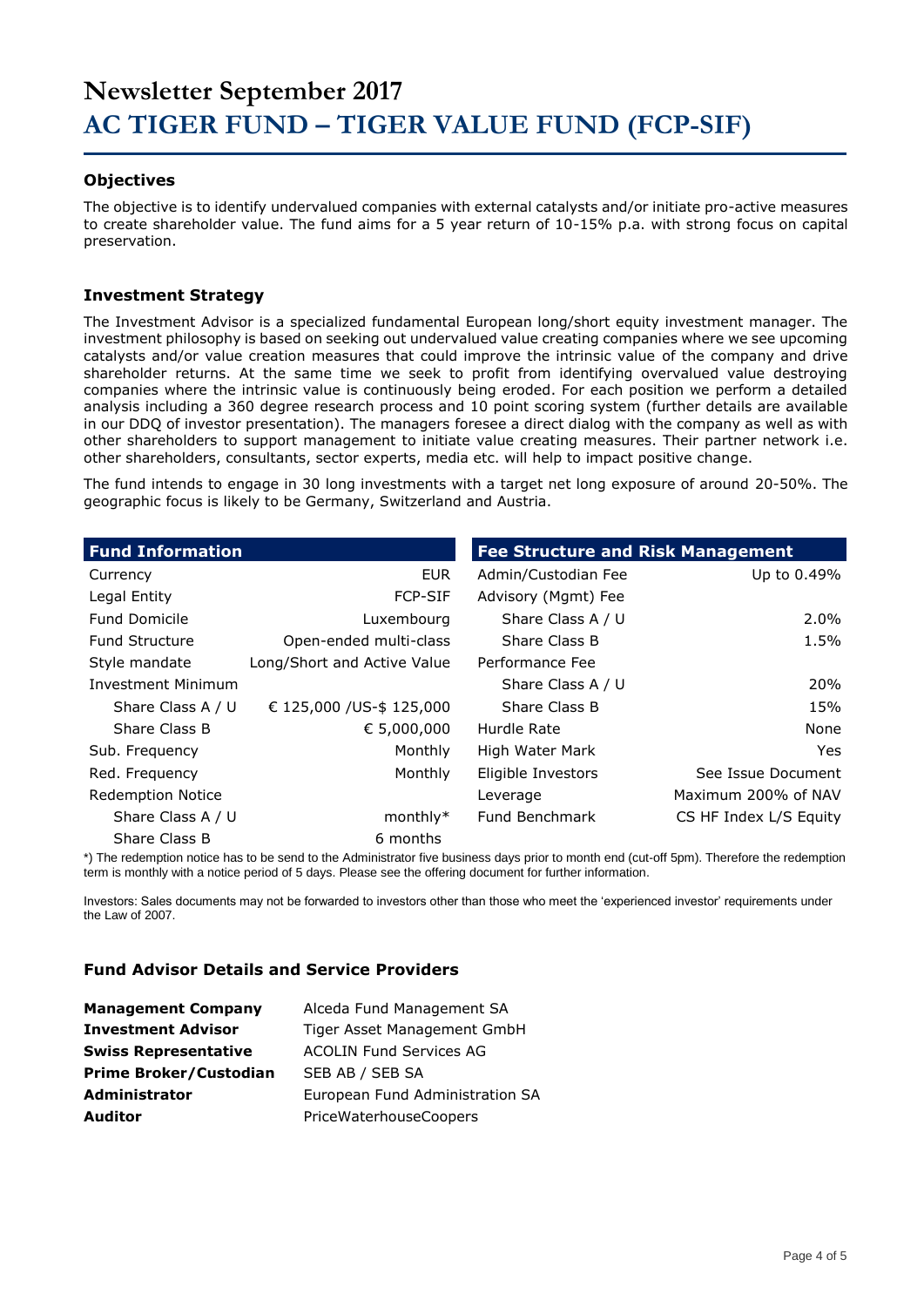# Newsletter September 2017

# AC TIGER FUND – TIGER VALUE FUND (FCP-SIF)

### Objectives

The objective is to identify undervalued companies with external catalysts and/or initiate pro-active measures to create shareholder value. The fund aims for a 5 year return of 10-15% p.a. with strong focus on capital preservation.

### Investment Strategy

The Investment Advisor is a specialized fundamental European long/short equity investment manager. The investment philosophy is based on seeking out undervalued value creating companies where we see upcoming catalysts and/or value creation measures that could improve the intrinsic value of the company and drive shareholder returns. At the same time we seek to profit from identifying overvalued value destroying companies where the intrinsic value is continuously being eroded. For each position we perform a detailed analysis including a 360 degree research process and 10 point scoring system (further details are available in our DDQ of investor presentation). The managers foresee a direct dialog with the company as well as with other shareholders to support management to initiate value creating measures. Their partner network i.e. other shareholders, consultants, sector experts, media etc. will help to impact positive change.

The fund intends to engage in 30 long investments with a target net long exposure of around 20-50%. The geographic focus is likely to be Germany, Switzerland and Austria.

| Fund Information | |
|---|---|
| Currency | EUR |
| Legal Entity | FCP-SIF |
| Fund Domicile | Luxembourg |
| Fund Structure | Open-ended multi-class |
| Style mandate | Long/Short and Active Value |
| Investment Minimum | |
| Share Class A / U | € 125,000 /US-$ 125,000 |
| Share Class B | € 5,000,000 |
| Sub. Frequency | Monthly |
| Red. Frequency | Monthly |
| Redemption Notice | |
| Share Class A / U | monthly* |
| Share Class B | 6 months |

| Fee Structure and Risk Management | |
|---|---|
| Admin/Custodian Fee | Up to 0.49% |
| Advisory (Mgmt) Fee | |
| Share Class A / U | 2.0% |
| Share Class B | 1.5% |
| Performance Fee | |
| Share Class A / U | 20% |
| Share Class B | 15% |
| Hurdle Rate | None |
| High Water Mark | Yes |
| Eligible Investors | See Issue Document |
| Leverage | Maximum 200% of NAV |
| Fund Benchmark | CS HF Index L/S Equity |

*) The redemption notice has to be send to the Administrator five business days prior to month end (cut-off 5pm). Therefore the redemption term is monthly with a notice period of 5 days. Please see the offering document for further information.

Investors: Sales documents may not be forwarded to investors other than those who meet the 'experienced investor' requirements under the Law of 2007.

### Fund Advisor Details and Service Providers

| | |
|---|---|
| **Management Company** | Alceda Fund Management SA |
| **Investment Advisor** | Tiger Asset Management GmbH |
| **Swiss Representative** | ACOLIN Fund Services AG |
| **Prime Broker/Custodian** | SEB AB / SEB SA |
| **Administrator** | European Fund Administration SA |
| **Auditor** | PriceWaterhouseCoopers |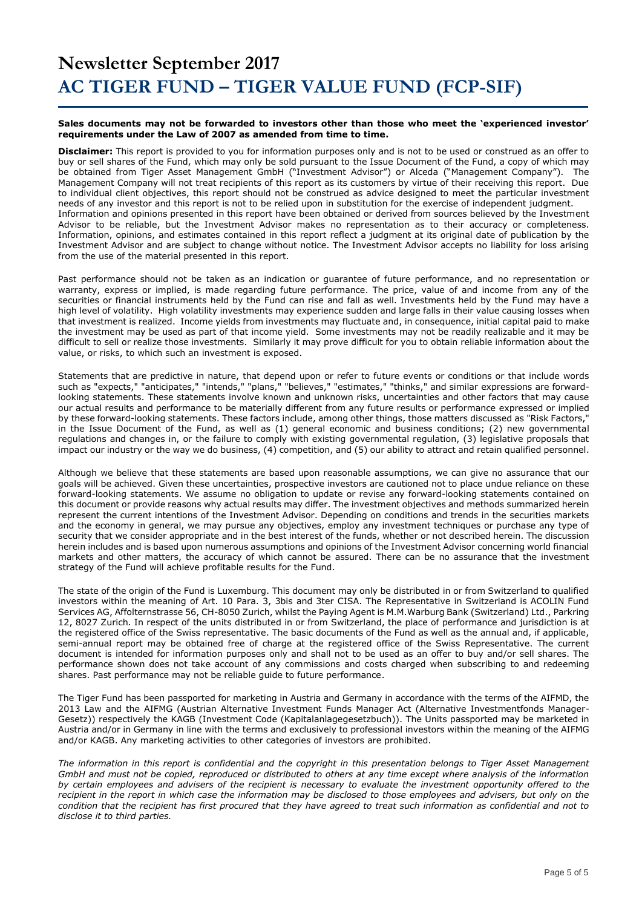# Newsletter September 2017

# AC TIGER FUND – TIGER VALUE FUND (FCP-SIF)

**Sales documents may not be forwarded to investors other than those who meet the 'experienced investor' requirements under the Law of 2007 as amended from time to time.**

**Disclaimer:** This report is provided to you for information purposes only and is not to be used or construed as an offer to buy or sell shares of the Fund, which may only be sold pursuant to the Issue Document of the Fund, a copy of which may be obtained from Tiger Asset Management GmbH ("Investment Advisor") or Alceda ("Management Company"). The Management Company will not treat recipients of this report as its customers by virtue of their receiving this report. Due to individual client objectives, this report should not be construed as advice designed to meet the particular investment needs of any investor and this report is not to be relied upon in substitution for the exercise of independent judgment. Information and opinions presented in this report have been obtained or derived from sources believed by the Investment Advisor to be reliable, but the Investment Advisor makes no representation as to their accuracy or completeness. Information, opinions, and estimates contained in this report reflect a judgment at its original date of publication by the Investment Advisor and are subject to change without notice. The Investment Advisor accepts no liability for loss arising from the use of the material presented in this report.

Past performance should not be taken as an indication or guarantee of future performance, and no representation or warranty, express or implied, is made regarding future performance. The price, value of and income from any of the securities or financial instruments held by the Fund can rise and fall as well. Investments held by the Fund may have a high level of volatility. High volatility investments may experience sudden and large falls in their value causing losses when that investment is realized. Income yields from investments may fluctuate and, in consequence, initial capital paid to make the investment may be used as part of that income yield. Some investments may not be readily realizable and it may be difficult to sell or realize those investments. Similarly it may prove difficult for you to obtain reliable information about the value, or risks, to which such an investment is exposed.

Statements that are predictive in nature, that depend upon or refer to future events or conditions or that include words such as "expects," "anticipates," "intends," "plans," "believes," "estimates," "thinks," and similar expressions are forward-looking statements. These statements involve known and unknown risks, uncertainties and other factors that may cause our actual results and performance to be materially different from any future results or performance expressed or implied by these forward-looking statements. These factors include, among other things, those matters discussed as "Risk Factors," in the Issue Document of the Fund, as well as (1) general economic and business conditions; (2) new governmental regulations and changes in, or the failure to comply with existing governmental regulation, (3) legislative proposals that impact our industry or the way we do business, (4) competition, and (5) our ability to attract and retain qualified personnel.

Although we believe that these statements are based upon reasonable assumptions, we can give no assurance that our goals will be achieved. Given these uncertainties, prospective investors are cautioned not to place undue reliance on these forward-looking statements. We assume no obligation to update or revise any forward-looking statements contained on this document or provide reasons why actual results may differ. The investment objectives and methods summarized herein represent the current intentions of the Investment Advisor. Depending on conditions and trends in the securities markets and the economy in general, we may pursue any objectives, employ any investment techniques or purchase any type of security that we consider appropriate and in the best interest of the funds, whether or not described herein. The discussion herein includes and is based upon numerous assumptions and opinions of the Investment Advisor concerning world financial markets and other matters, the accuracy of which cannot be assured. There can be no assurance that the investment strategy of the Fund will achieve profitable results for the Fund.

The state of the origin of the Fund is Luxemburg. This document may only be distributed in or from Switzerland to qualified investors within the meaning of Art. 10 Para. 3, 3bis and 3ter CISA. The Representative in Switzerland is ACOLIN Fund Services AG, Affolternstrasse 56, CH-8050 Zurich, whilst the Paying Agent is M.M.Warburg Bank (Switzerland) Ltd., Parkring 12, 8027 Zurich. In respect of the units distributed in or from Switzerland, the place of performance and jurisdiction is at the registered office of the Swiss representative. The basic documents of the Fund as well as the annual and, if applicable, semi-annual report may be obtained free of charge at the registered office of the Swiss Representative. The current document is intended for information purposes only and shall not to be used as an offer to buy and/or sell shares. The performance shown does not take account of any commissions and costs charged when subscribing to and redeeming shares. Past performance may not be reliable guide to future performance.

The Tiger Fund has been passported for marketing in Austria and Germany in accordance with the terms of the AIFMD, the 2013 Law and the AIFMG (Austrian Alternative Investment Funds Manager Act (Alternative Investmentfonds Manager-Gesetz)) respectively the KAGB (Investment Code (Kapitalanlagegesetzbuch)). The Units passported may be marketed in Austria and/or in Germany in line with the terms and exclusively to professional investors within the meaning of the AIFMG and/or KAGB. Any marketing activities to other categories of investors are prohibited.

*The information in this report is confidential and the copyright in this presentation belongs to Tiger Asset Management GmbH and must not be copied, reproduced or distributed to others at any time except where analysis of the information by certain employees and advisers of the recipient is necessary to evaluate the investment opportunity offered to the recipient in the report in which case the information may be disclosed to those employees and advisers, but only on the condition that the recipient has first procured that they have agreed to treat such information as confidential and not to disclose it to third parties.*